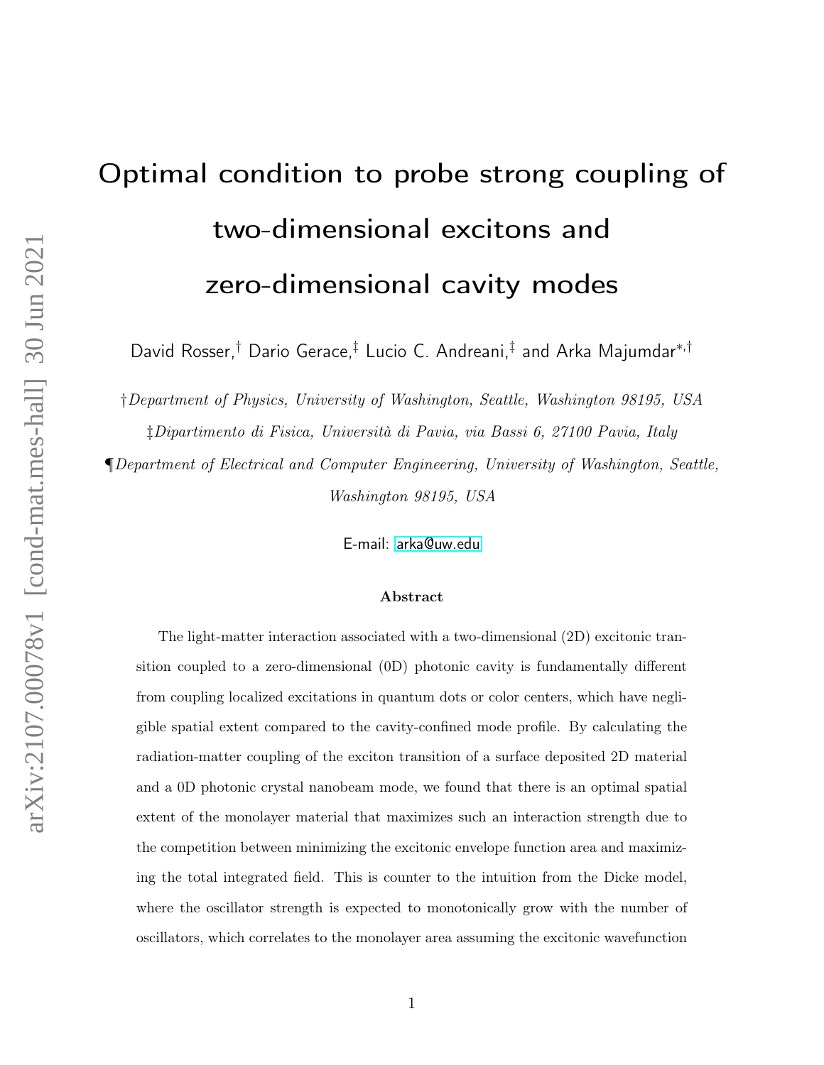# Optimal condition to probe strong coupling of two-dimensional excitons and zero-dimensional cavity modes

David Rosser,[†] Dario Gerace,[‡] Lucio C. Andreani,[‡] and Arka Majumdar[*,†]

[†]*Department of Physics, University of Washington, Seattle, Washington 98195, USA*

[‡]*Dipartimento di Fisica, Università di Pavia, via Bassi 6, 27100 Pavia, Italy*

[¶]*Department of Electrical and Computer Engineering, University of Washington, Seattle, Washington 98195, USA*

E-mail: arka@uw.edu

### Abstract

The light-matter interaction associated with a two-dimensional (2D) excitonic transition coupled to a zero-dimensional (0D) photonic cavity is fundamentally different from coupling localized excitations in quantum dots or color centers, which have negligible spatial extent compared to the cavity-confined mode profile. By calculating the radiation-matter coupling of the exciton transition of a surface deposited 2D material and a 0D photonic crystal nanobeam mode, we found that there is an optimal spatial extent of the monolayer material that maximizes such an interaction strength due to the competition between minimizing the excitonic envelope function area and maximizing the total integrated field. This is counter to the intuition from the Dicke model, where the oscillator strength is expected to monotonically grow with the number of oscillators, which correlates to the monolayer area assuming the excitonic wavefunction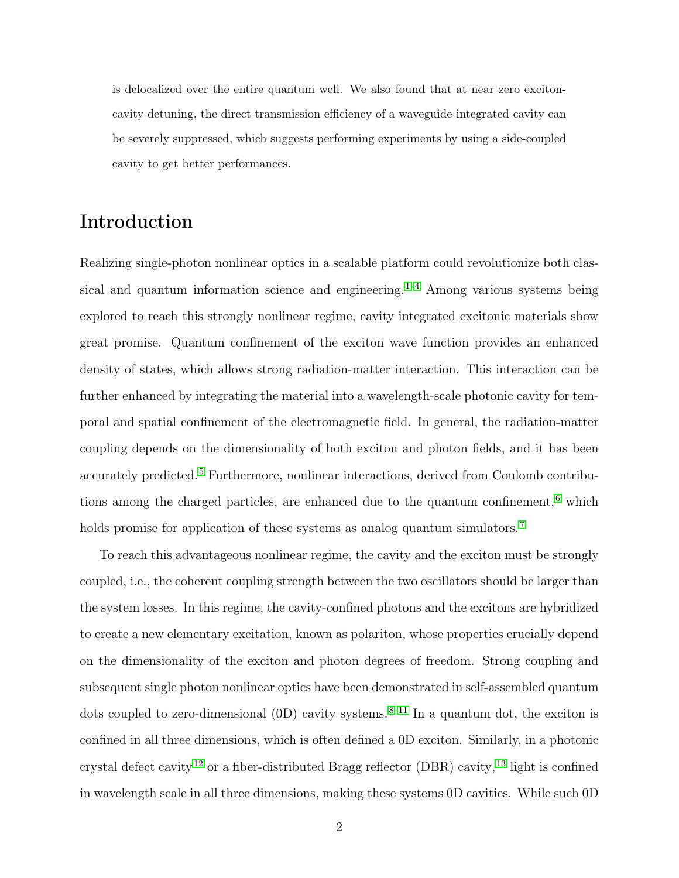is delocalized over the entire quantum well. We also found that at near zero exciton-cavity detuning, the direct transmission efficiency of a waveguide-integrated cavity can be severely suppressed, which suggests performing experiments by using a side-coupled cavity to get better performances.

## Introduction

Realizing single-photon nonlinear optics in a scalable platform could revolutionize both classical and quantum information science and engineering.[1–4] Among various systems being explored to reach this strongly nonlinear regime, cavity integrated excitonic materials show great promise. Quantum confinement of the exciton wave function provides an enhanced density of states, which allows strong radiation-matter interaction. This interaction can be further enhanced by integrating the material into a wavelength-scale photonic cavity for temporal and spatial confinement of the electromagnetic field. In general, the radiation-matter coupling depends on the dimensionality of both exciton and photon fields, and it has been accurately predicted.[5] Furthermore, nonlinear interactions, derived from Coulomb contributions among the charged particles, are enhanced due to the quantum confinement,[6] which holds promise for application of these systems as analog quantum simulators.[7]

To reach this advantageous nonlinear regime, the cavity and the exciton must be strongly coupled, i.e., the coherent coupling strength between the two oscillators should be larger than the system losses. In this regime, the cavity-confined photons and the excitons are hybridized to create a new elementary excitation, known as polariton, whose properties crucially depend on the dimensionality of the exciton and photon degrees of freedom. Strong coupling and subsequent single photon nonlinear optics have been demonstrated in self-assembled quantum dots coupled to zero-dimensional (0D) cavity systems.[8–11] In a quantum dot, the exciton is confined in all three dimensions, which is often defined a 0D exciton. Similarly, in a photonic crystal defect cavity[12] or a fiber-distributed Bragg reflector (DBR) cavity,[13] light is confined in wavelength scale in all three dimensions, making these systems 0D cavities. While such 0D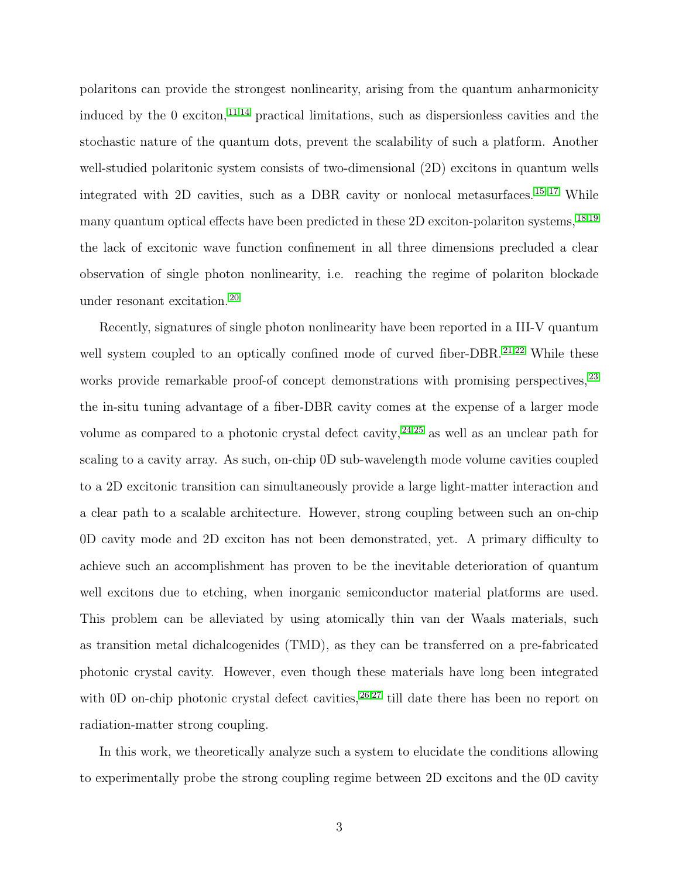polaritons can provide the strongest nonlinearity, arising from the quantum anharmonicity induced by the 0 exciton,[11,14] practical limitations, such as dispersionless cavities and the stochastic nature of the quantum dots, prevent the scalability of such a platform. Another well-studied polaritonic system consists of two-dimensional (2D) excitons in quantum wells integrated with 2D cavities, such as a DBR cavity or nonlocal metasurfaces.[15–17] While many quantum optical effects have been predicted in these 2D exciton-polariton systems,[18,19] the lack of excitonic wave function confinement in all three dimensions precluded a clear observation of single photon nonlinearity, i.e. reaching the regime of polariton blockade under resonant excitation.[20]

Recently, signatures of single photon nonlinearity have been reported in a III-V quantum well system coupled to an optically confined mode of curved fiber-DBR.[21,22] While these works provide remarkable proof-of concept demonstrations with promising perspectives,[23] the in-situ tuning advantage of a fiber-DBR cavity comes at the expense of a larger mode volume as compared to a photonic crystal defect cavity,[24,25] as well as an unclear path for scaling to a cavity array. As such, on-chip 0D sub-wavelength mode volume cavities coupled to a 2D excitonic transition can simultaneously provide a large light-matter interaction and a clear path to a scalable architecture. However, strong coupling between such an on-chip 0D cavity mode and 2D exciton has not been demonstrated, yet. A primary difficulty to achieve such an accomplishment has proven to be the inevitable deterioration of quantum well excitons due to etching, when inorganic semiconductor material platforms are used. This problem can be alleviated by using atomically thin van der Waals materials, such as transition metal dichalcogenides (TMD), as they can be transferred on a pre-fabricated photonic crystal cavity. However, even though these materials have long been integrated with 0D on-chip photonic crystal defect cavities,[26,27] till date there has been no report on radiation-matter strong coupling.

In this work, we theoretically analyze such a system to elucidate the conditions allowing to experimentally probe the strong coupling regime between 2D excitons and the 0D cavity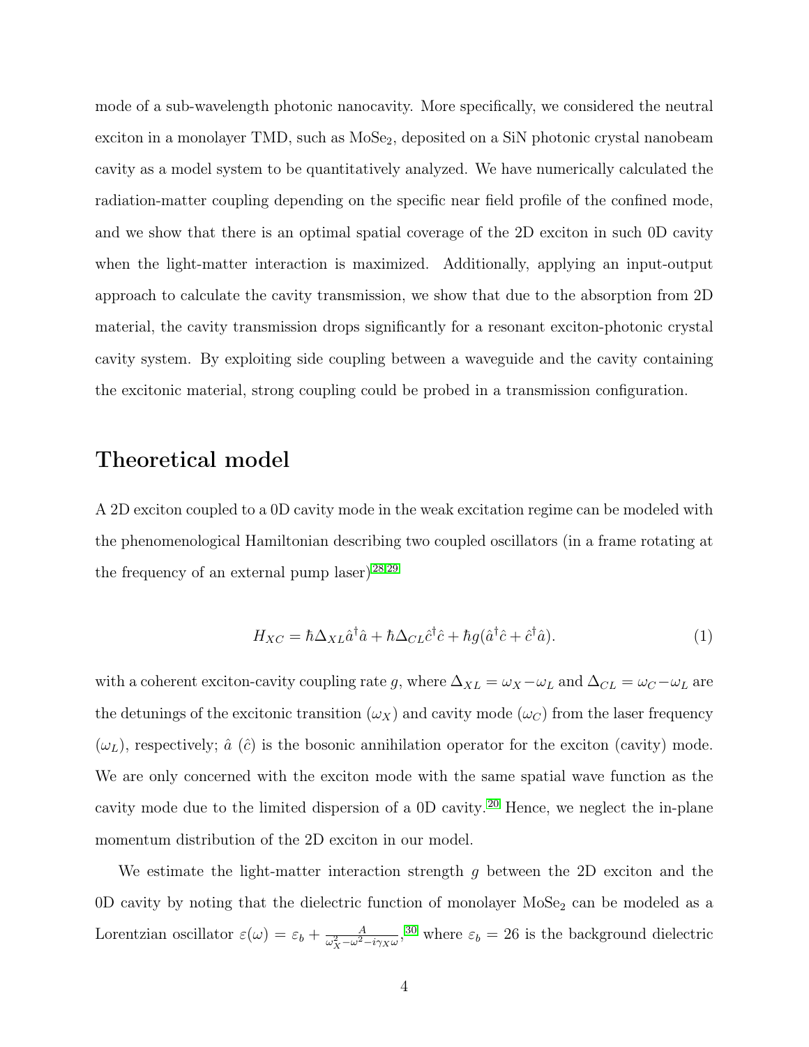mode of a sub-wavelength photonic nanocavity. More specifically, we considered the neutral exciton in a monolayer TMD, such as $MoSe_2$, deposited on a SiN photonic crystal nanobeam cavity as a model system to be quantitatively analyzed. We have numerically calculated the radiation-matter coupling depending on the specific near field profile of the confined mode, and we show that there is an optimal spatial coverage of the 2D exciton in such 0D cavity when the light-matter interaction is maximized. Additionally, applying an input-output approach to calculate the cavity transmission, we show that due to the absorption from 2D material, the cavity transmission drops significantly for a resonant exciton-photonic crystal cavity system. By exploiting side coupling between a waveguide and the cavity containing the excitonic material, strong coupling could be probed in a transmission configuration.

## Theoretical model

A 2D exciton coupled to a 0D cavity mode in the weak excitation regime can be modeled with the phenomenological Hamiltonian describing two coupled oscillators (in a frame rotating at the frequency of an external pump laser)[28,29]

$$H_{XC} = \hbar \Delta_{XL} \hat{a}^\dagger \hat{a} + \hbar \Delta_{CL} \hat{c}^\dagger \hat{c} + \hbar g (\hat{a}^\dagger \hat{c} + \hat{c}^\dagger \hat{a}). \tag{1}$$

with a coherent exciton-cavity coupling rate $g$, where $\Delta_{XL} = \omega_X - \omega_L$ and $\Delta_{CL} = \omega_C - \omega_L$ are the detunings of the excitonic transition ($\omega_X$) and cavity mode ($\omega_C$) from the laser frequency ($\omega_L$), respectively; $\hat{a}$ ($\hat{c}$) is the bosonic annihilation operator for the exciton (cavity) mode. We are only concerned with the exciton mode with the same spatial wave function as the cavity mode due to the limited dispersion of a 0D cavity.[20] Hence, we neglect the in-plane momentum distribution of the 2D exciton in our model.

We estimate the light-matter interaction strength $g$ between the 2D exciton and the 0D cavity by noting that the dielectric function of monolayer $MoSe_2$ can be modeled as a Lorentzian oscillator $\varepsilon(\omega) = \varepsilon_b + \frac{A}{\omega_X^2 - \omega^2 - i\gamma_X \omega}$,[30] where $\varepsilon_b = 26$ is the background dielectric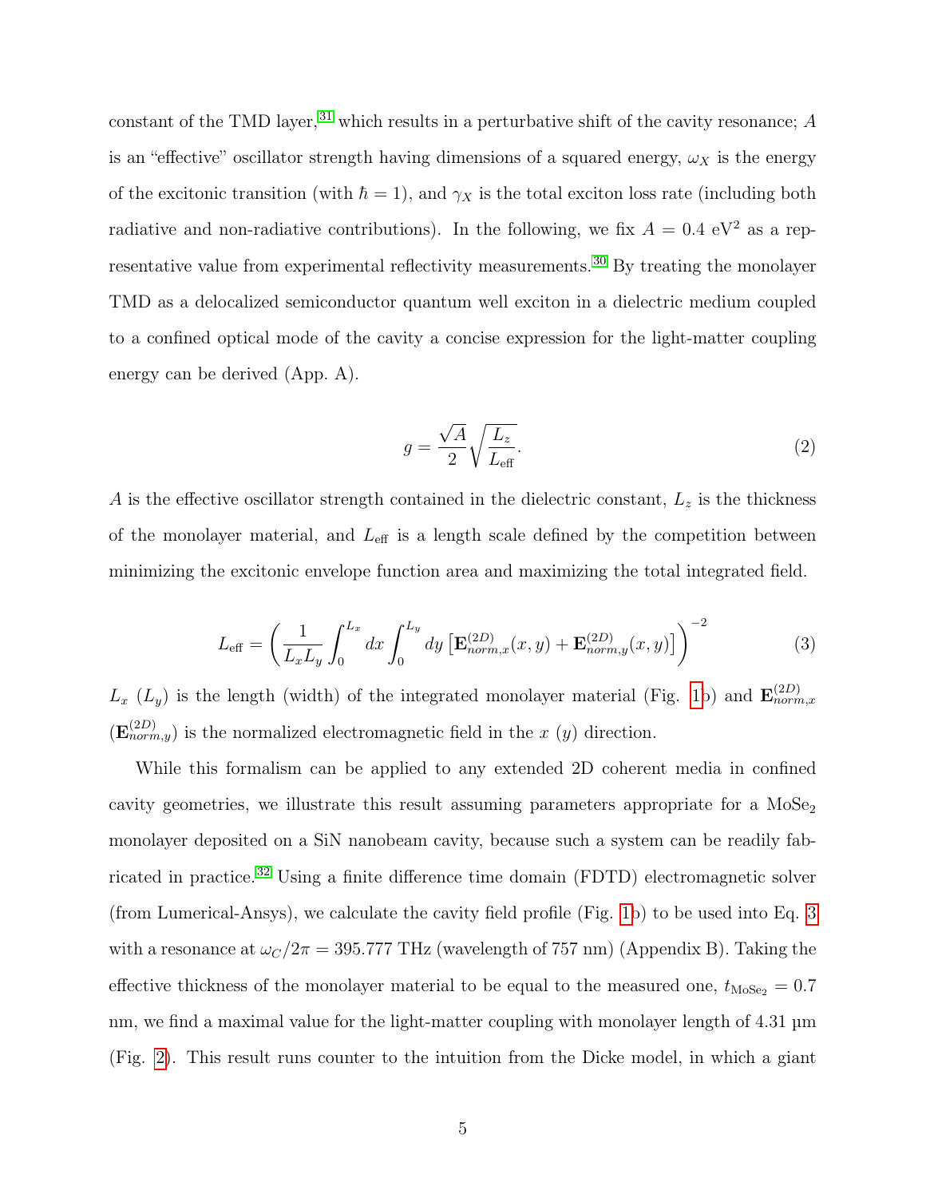constant of the TMD layer,[31] which results in a perturbative shift of the cavity resonance; $A$ is an "effective" oscillator strength having dimensions of a squared energy, $\omega_X$ is the energy of the excitonic transition (with $\hbar = 1$), and $\gamma_X$ is the total exciton loss rate (including both radiative and non-radiative contributions). In the following, we fix $A = 0.4$ eV$^2$ as a representative value from experimental reflectivity measurements.[30] By treating the monolayer TMD as a delocalized semiconductor quantum well exciton in a dielectric medium coupled to a confined optical mode of the cavity a concise expression for the light-matter coupling energy can be derived (App. A).

$$g = \frac{\sqrt{A}}{2}\sqrt{\frac{L_z}{L_{\text{eff}}}}. \tag{2}$$

$A$ is the effective oscillator strength contained in the dielectric constant, $L_z$ is the thickness of the monolayer material, and $L_{\text{eff}}$ is a length scale defined by the competition between minimizing the excitonic envelope function area and maximizing the total integrated field.

$$L_{\text{eff}} = \left( \frac{1}{L_x L_y} \int_0^{L_x} dx \int_0^{L_y} dy \left[ \mathbf{E}^{(2D)}_{norm,x}(x,y) + \mathbf{E}^{(2D)}_{norm,y}(x,y) \right] \right)^{-2} \tag{3}$$

$L_x$ ($L_y$) is the length (width) of the integrated monolayer material (Fig. 1b) and $\mathbf{E}^{(2D)}_{norm,x}$ ($\mathbf{E}^{(2D)}_{norm,y}$) is the normalized electromagnetic field in the $x$ ($y$) direction.

While this formalism can be applied to any extended 2D coherent media in confined cavity geometries, we illustrate this result assuming parameters appropriate for a $MoSe_2$ monolayer deposited on a SiN nanobeam cavity, because such a system can be readily fabricated in practice.[32] Using a finite difference time domain (FDTD) electromagnetic solver (from Lumerical-Ansys), we calculate the cavity field profile (Fig. 1b) to be used into Eq. 3 with a resonance at $\omega_C/2\pi = 395.777$ THz (wavelength of 757 nm) (Appendix B). Taking the effective thickness of the monolayer material to be equal to the measured one, $t_{\text{MoSe}_2} = 0.7$ nm, we find a maximal value for the light-matter coupling with monolayer length of 4.31 µm (Fig. 2). This result runs counter to the intuition from the Dicke model, in which a giant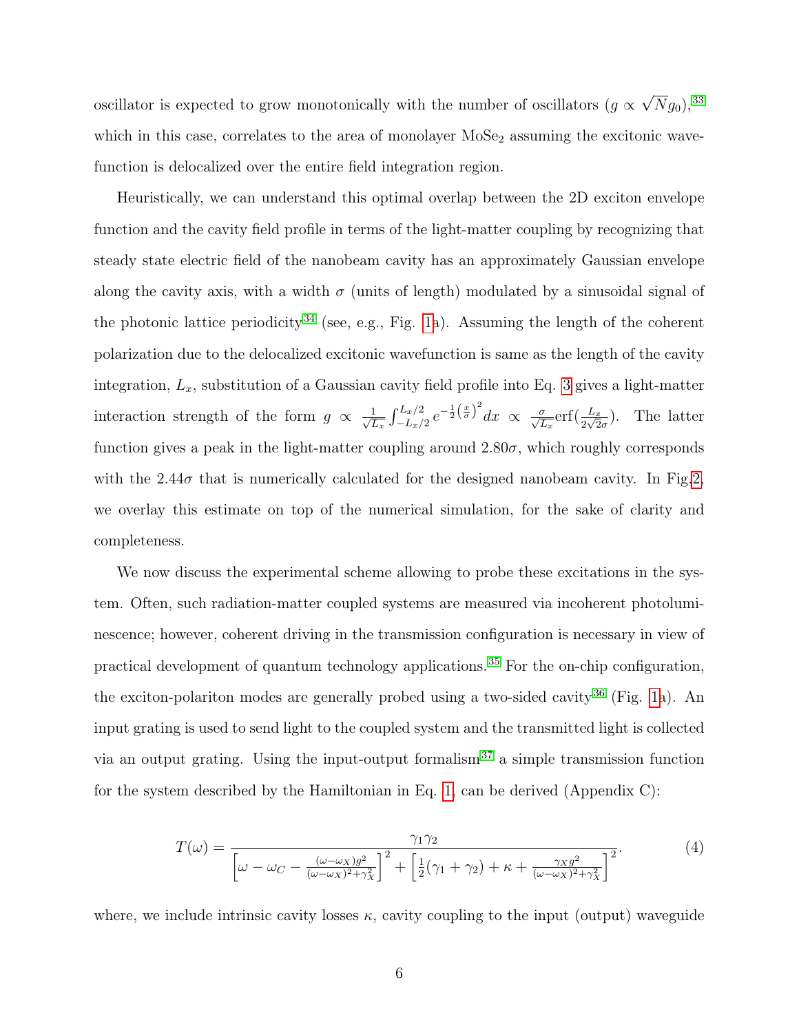oscillator is expected to grow monotonically with the number of oscillators ($g \propto \sqrt{N} g_0$),[33] which in this case, correlates to the area of monolayer $MoSe_2$ assuming the excitonic wavefunction is delocalized over the entire field integration region.

Heuristically, we can understand this optimal overlap between the 2D exciton envelope function and the cavity field profile in terms of the light-matter coupling by recognizing that steady state electric field of the nanobeam cavity has an approximately Gaussian envelope along the cavity axis, with a width $\sigma$ (units of length) modulated by a sinusoidal signal of the photonic lattice periodicity[34] (see, e.g., Fig. 1a). Assuming the length of the coherent polarization due to the delocalized excitonic wavefunction is same as the length of the cavity integration, $L_x$, substitution of a Gaussian cavity field profile into Eq. 3 gives a light-matter interaction strength of the form $g \propto \frac{1}{\sqrt{L_x}} \int_{-L_x/2}^{L_x/2} e^{-\frac{1}{2}\left(\frac{x}{\sigma}\right)^2} dx \propto \frac{\sigma}{\sqrt{L_x}} \mathrm{erf}(\frac{L_x}{2\sqrt{2}\sigma})$. The latter function gives a peak in the light-matter coupling around $2.80\sigma$, which roughly corresponds with the $2.44\sigma$ that is numerically calculated for the designed nanobeam cavity. In Fig.2, we overlay this estimate on top of the numerical simulation, for the sake of clarity and completeness.

We now discuss the experimental scheme allowing to probe these excitations in the system. Often, such radiation-matter coupled systems are measured via incoherent photoluminescence; however, coherent driving in the transmission configuration is necessary in view of practical development of quantum technology applications.[35] For the on-chip configuration, the exciton-polariton modes are generally probed using a two-sided cavity[36] (Fig. 1a). An input grating is used to send light to the coupled system and the transmitted light is collected via an output grating. Using the input-output formalism[37] a simple transmission function for the system described by the Hamiltonian in Eq. 1, can be derived (Appendix C):

$$T(\omega) = \frac{\gamma_1 \gamma_2}{\left[\omega - \omega_C - \frac{(\omega-\omega_X)g^2}{(\omega-\omega_X)^2+\gamma_X^2}\right]^2 + \left[\frac{1}{2}(\gamma_1+\gamma_2) + \kappa + \frac{\gamma_X g^2}{(\omega-\omega_X)^2+\gamma_X^2}\right]^2}. \tag{4}$$

where, we include intrinsic cavity losses $\kappa$, cavity coupling to the input (output) waveguide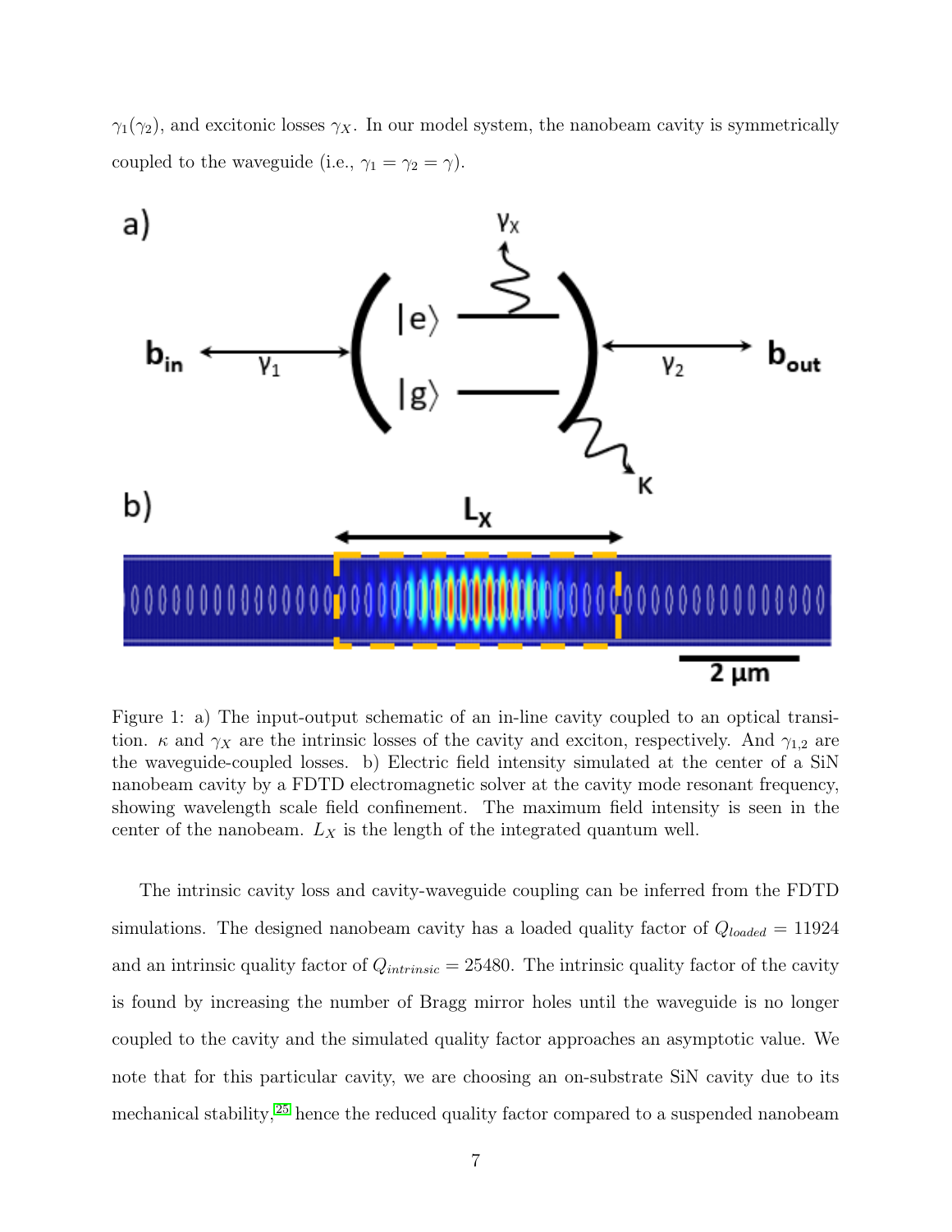$\gamma_1(\gamma_2)$, and excitonic losses $\gamma_X$. In our model system, the nanobeam cavity is symmetrically coupled to the waveguide (i.e., $\gamma_1 = \gamma_2 = \gamma$).

Figure 1: a) The input-output schematic of an in-line cavity coupled to an optical transition. $\kappa$ and $\gamma_X$ are the intrinsic losses of the cavity and exciton, respectively. And $\gamma_{1,2}$ are the waveguide-coupled losses. b) Electric field intensity simulated at the center of a SiN nanobeam cavity by a FDTD electromagnetic solver at the cavity mode resonant frequency, showing wavelength scale field confinement. The maximum field intensity is seen in the center of the nanobeam. $L_X$ is the length of the integrated quantum well.

The intrinsic cavity loss and cavity-waveguide coupling can be inferred from the FDTD simulations. The designed nanobeam cavity has a loaded quality factor of $Q_{loaded} = 11924$ and an intrinsic quality factor of $Q_{intrinsic} = 25480$. The intrinsic quality factor of the cavity is found by increasing the number of Bragg mirror holes until the waveguide is no longer coupled to the cavity and the simulated quality factor approaches an asymptotic value. We note that for this particular cavity, we are choosing an on-substrate SiN cavity due to its mechanical stability,[25] hence the reduced quality factor compared to a suspended nanobeam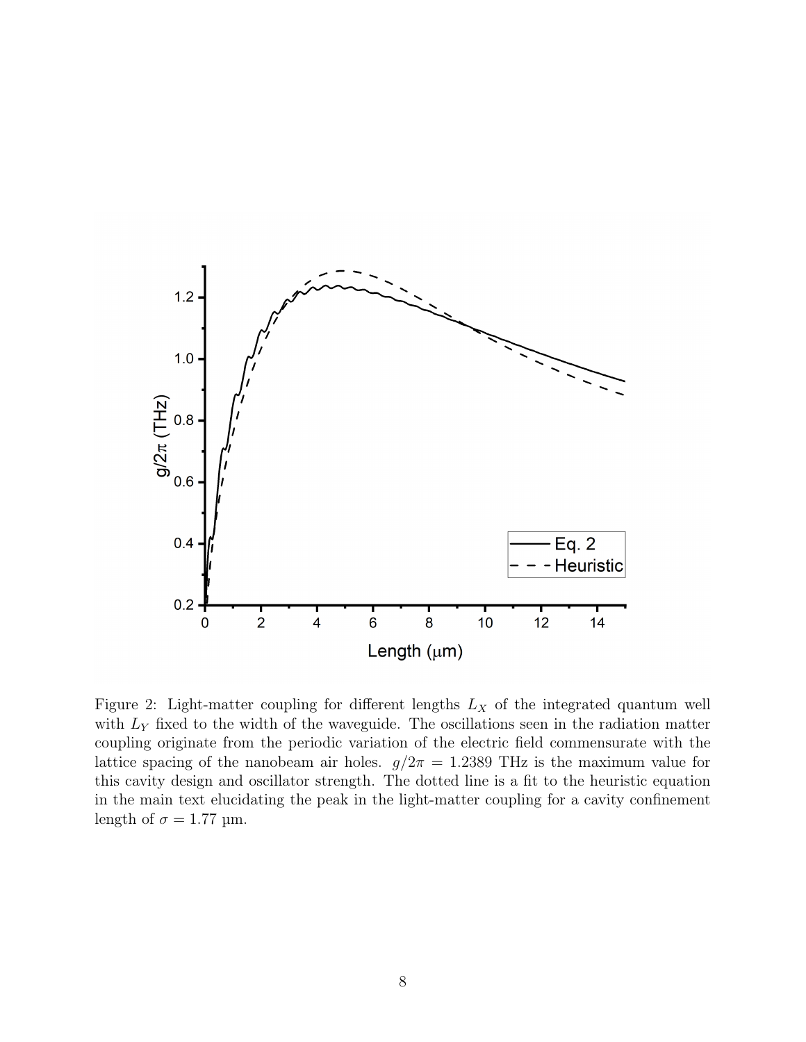Figure 2: Light-matter coupling for different lengths $L_X$ of the integrated quantum well with $L_Y$ fixed to the width of the waveguide. The oscillations seen in the radiation matter coupling originate from the periodic variation of the electric field commensurate with the lattice spacing of the nanobeam air holes. $g/2\pi = 1.2389$ THz is the maximum value for this cavity design and oscillator strength. The dotted line is a fit to the heuristic equation in the main text elucidating the peak in the light-matter coupling for a cavity confinement length of $\sigma = 1.77$ µm.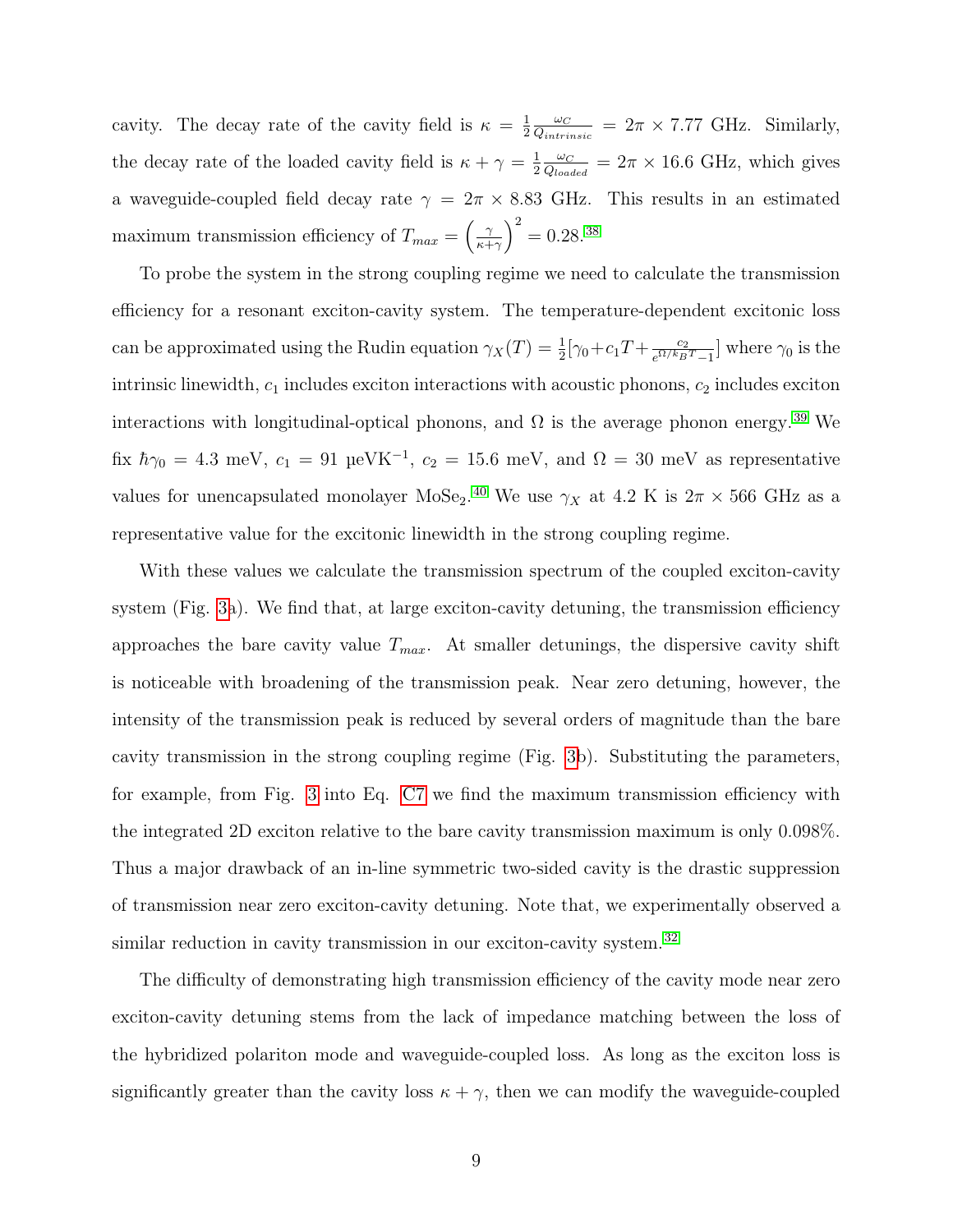cavity. The decay rate of the cavity field is $\kappa = \frac{1}{2}\frac{\omega_C}{Q_{intrinsic}} = 2\pi \times 7.77$ GHz. Similarly, the decay rate of the loaded cavity field is $\kappa + \gamma = \frac{1}{2}\frac{\omega_C}{Q_{loaded}} = 2\pi \times 16.6$ GHz, which gives a waveguide-coupled field decay rate $\gamma = 2\pi \times 8.83$ GHz. This results in an estimated maximum transmission efficiency of $T_{max} = \left(\frac{\gamma}{\kappa+\gamma}\right)^2 = 0.28$.[38]

To probe the system in the strong coupling regime we need to calculate the transmission efficiency for a resonant exciton-cavity system. The temperature-dependent excitonic loss can be approximated using the Rudin equation $\gamma_X(T) = \frac{1}{2}[\gamma_0 + c_1 T + \frac{c_2}{e^{\Omega/k_B T}-1}]$ where $\gamma_0$ is the intrinsic linewidth, $c_1$ includes exciton interactions with acoustic phonons, $c_2$ includes exciton interactions with longitudinal-optical phonons, and $\Omega$ is the average phonon energy.[39] We fix $\hbar\gamma_0 = 4.3$ meV, $c_1 = 91$ µeVK$^{-1}$, $c_2 = 15.6$ meV, and $\Omega = 30$ meV as representative values for unencapsulated monolayer $MoSe_2$.[40] We use $\gamma_X$ at 4.2 K is $2\pi \times 566$ GHz as a representative value for the excitonic linewidth in the strong coupling regime.

With these values we calculate the transmission spectrum of the coupled exciton-cavity system (Fig. 3a). We find that, at large exciton-cavity detuning, the transmission efficiency approaches the bare cavity value $T_{max}$. At smaller detunings, the dispersive cavity shift is noticeable with broadening of the transmission peak. Near zero detuning, however, the intensity of the transmission peak is reduced by several orders of magnitude than the bare cavity transmission in the strong coupling regime (Fig. 3b). Substituting the parameters, for example, from Fig. 3 into Eq. C7 we find the maximum transmission efficiency with the integrated 2D exciton relative to the bare cavity transmission maximum is only 0.098%. Thus a major drawback of an in-line symmetric two-sided cavity is the drastic suppression of transmission near zero exciton-cavity detuning. Note that, we experimentally observed a similar reduction in cavity transmission in our exciton-cavity system.[32]

The difficulty of demonstrating high transmission efficiency of the cavity mode near zero exciton-cavity detuning stems from the lack of impedance matching between the loss of the hybridized polariton mode and waveguide-coupled loss. As long as the exciton loss is significantly greater than the cavity loss $\kappa + \gamma$, then we can modify the waveguide-coupled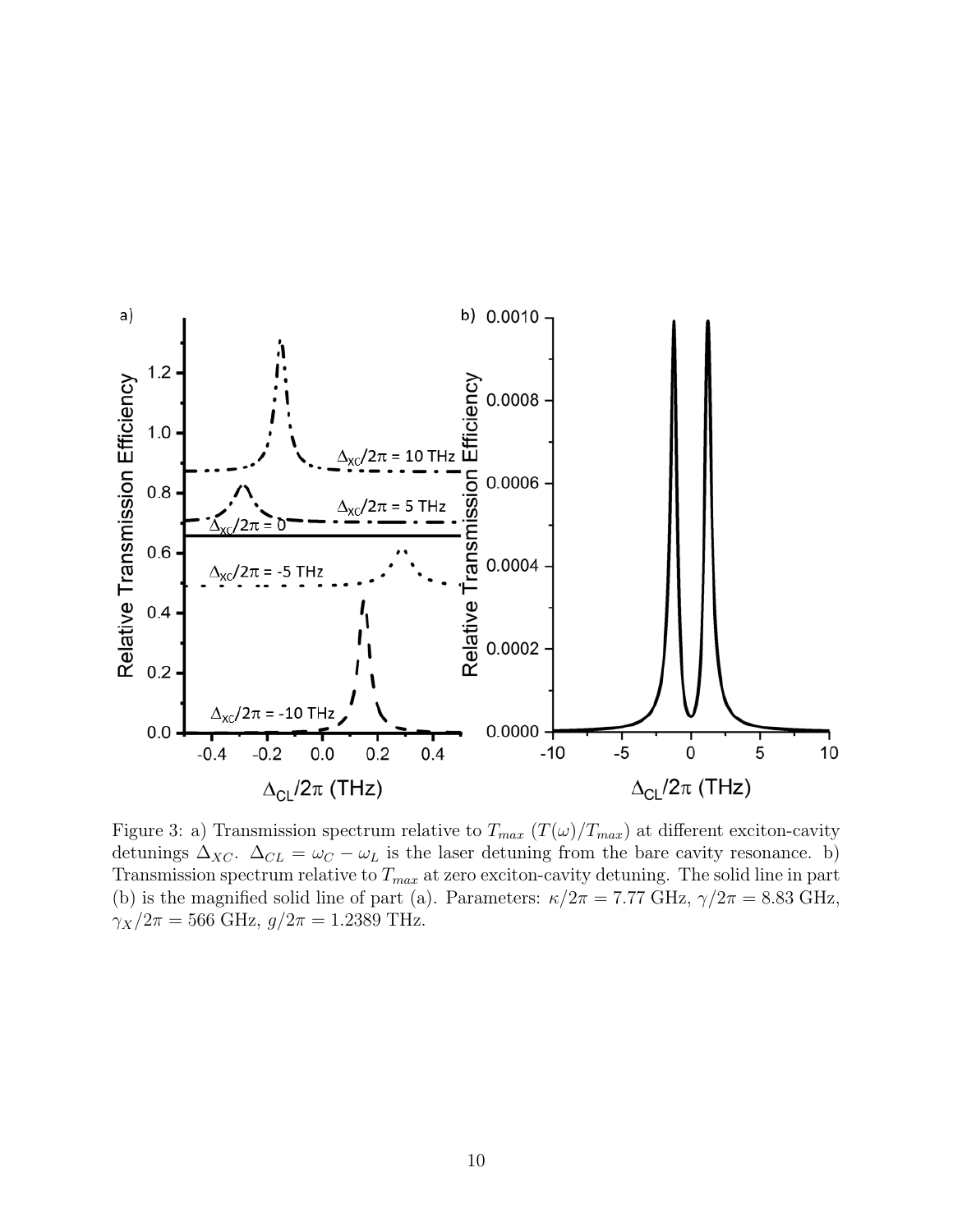Figure 3: a) Transmission spectrum relative to $T_{max}$ ($T(\omega)/T_{max}$) at different exciton-cavity detunings $\Delta_{XC}$. $\Delta_{CL} = \omega_C - \omega_L$ is the laser detuning from the bare cavity resonance. b) Transmission spectrum relative to $T_{max}$ at zero exciton-cavity detuning. The solid line in part (b) is the magnified solid line of part (a). Parameters: $\kappa/2\pi = 7.77$ GHz, $\gamma/2\pi = 8.83$ GHz, $\gamma_X/2\pi = 566$ GHz, $g/2\pi = 1.2389$ THz.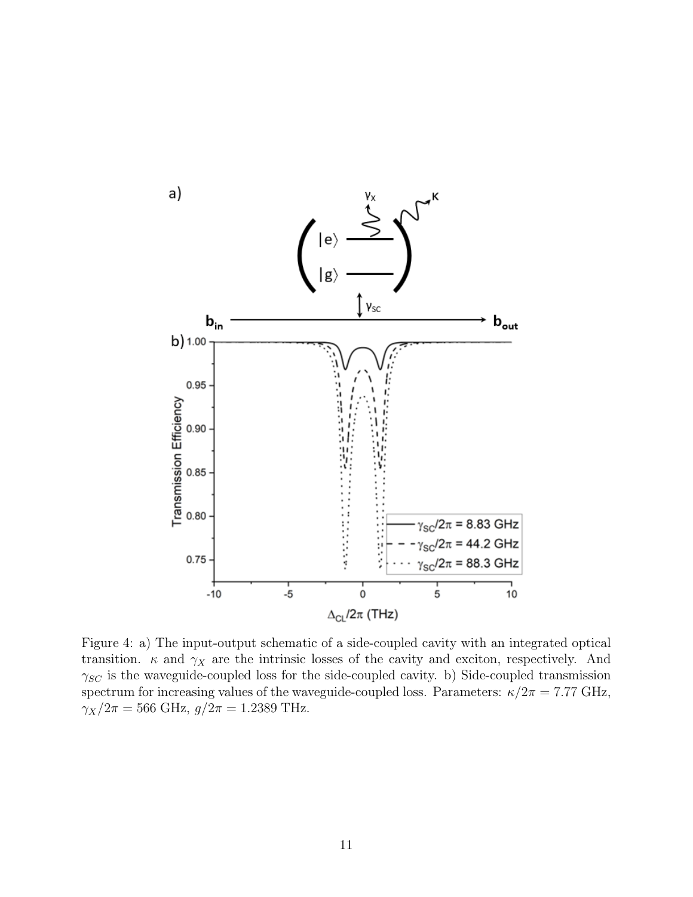Figure 4: a) The input-output schematic of a side-coupled cavity with an integrated optical transition. $\kappa$ and $\gamma_X$ are the intrinsic losses of the cavity and exciton, respectively. And $\gamma_{SC}$ is the waveguide-coupled loss for the side-coupled cavity. b) Side-coupled transmission spectrum for increasing values of the waveguide-coupled loss. Parameters: $\kappa/2\pi = 7.77$ GHz, $\gamma_X/2\pi = 566$ GHz, $g/2\pi = 1.2389$ THz.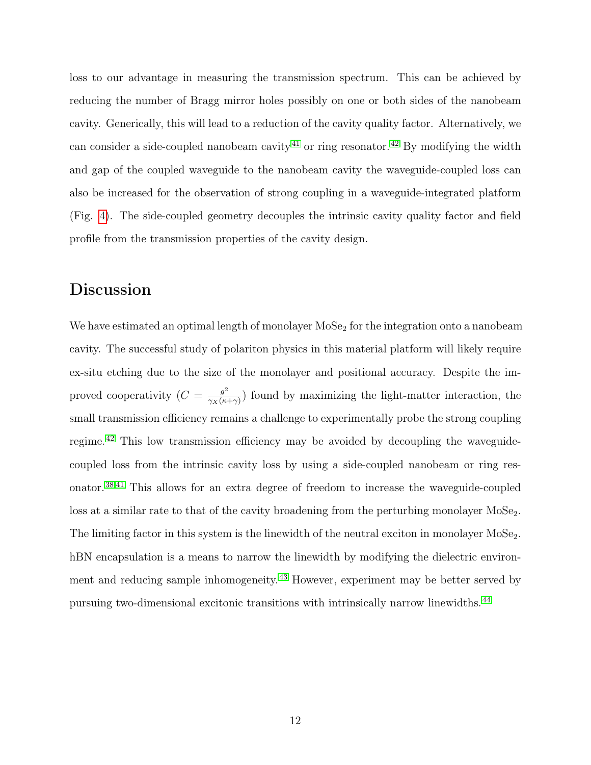loss to our advantage in measuring the transmission spectrum. This can be achieved by reducing the number of Bragg mirror holes possibly on one or both sides of the nanobeam cavity. Generically, this will lead to a reduction of the cavity quality factor. Alternatively, we can consider a side-coupled nanobeam cavity[41] or ring resonator.[42] By modifying the width and gap of the coupled waveguide to the nanobeam cavity the waveguide-coupled loss can also be increased for the observation of strong coupling in a waveguide-integrated platform (Fig. 4). The side-coupled geometry decouples the intrinsic cavity quality factor and field profile from the transmission properties of the cavity design.

## Discussion

We have estimated an optimal length of monolayer $MoSe_2$ for the integration onto a nanobeam cavity. The successful study of polariton physics in this material platform will likely require ex-situ etching due to the size of the monolayer and positional accuracy. Despite the improved cooperativity ($C = \frac{g^2}{\gamma_X(\kappa+\gamma)}$) found by maximizing the light-matter interaction, the small transmission efficiency remains a challenge to experimentally probe the strong coupling regime.[42] This low transmission efficiency may be avoided by decoupling the waveguide-coupled loss from the intrinsic cavity loss by using a side-coupled nanobeam or ring resonator.[38,41] This allows for an extra degree of freedom to increase the waveguide-coupled loss at a similar rate to that of the cavity broadening from the perturbing monolayer $MoSe_2$. The limiting factor in this system is the linewidth of the neutral exciton in monolayer $MoSe_2$. hBN encapsulation is a means to narrow the linewidth by modifying the dielectric environment and reducing sample inhomogeneity.[43] However, experiment may be better served by pursuing two-dimensional excitonic transitions with intrinsically narrow linewidths.[44]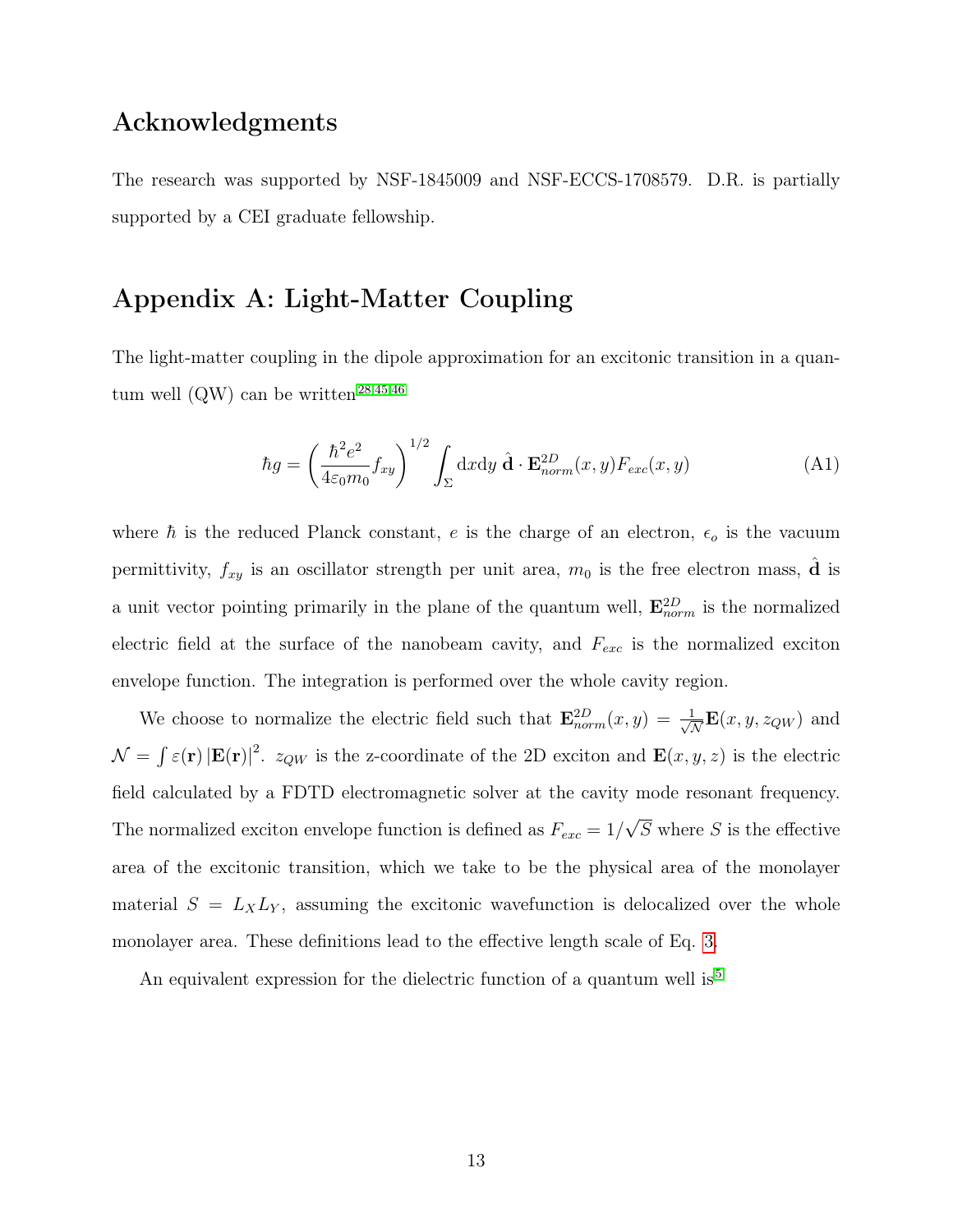## Acknowledgments

The research was supported by NSF-1845009 and NSF-ECCS-1708579. D.R. is partially supported by a CEI graduate fellowship.

## Appendix A: Light-Matter Coupling

The light-matter coupling in the dipole approximation for an excitonic transition in a quantum well (QW) can be written[28,45,46]

$$\hbar g = \left(\frac{\hbar^2 e^2}{4\varepsilon_0 m_0} f_{xy}\right)^{1/2} \int_{\Sigma} \mathrm{d}x\mathrm{d}y \; \hat{\mathbf{d}} \cdot \mathbf{E}^{2D}_{norm}(x,y) F_{exc}(x,y) \tag{A1}$$

where $\hbar$ is the reduced Planck constant, $e$ is the charge of an electron, $\epsilon_o$ is the vacuum permittivity, $f_{xy}$ is an oscillator strength per unit area, $m_0$ is the free electron mass, $\hat{\mathbf{d}}$ is a unit vector pointing primarily in the plane of the quantum well, $\mathbf{E}^{2D}_{norm}$ is the normalized electric field at the surface of the nanobeam cavity, and $F_{exc}$ is the normalized exciton envelope function. The integration is performed over the whole cavity region.

We choose to normalize the electric field such that $\mathbf{E}^{2D}_{norm}(x,y) = \frac{1}{\sqrt{\mathcal{N}}}\mathbf{E}(x,y,z_{QW})$ and $\mathcal{N} = \int \varepsilon(\mathbf{r}) \left|\mathbf{E}(\mathbf{r})\right|^2$. $z_{QW}$ is the z-coordinate of the 2D exciton and $\mathbf{E}(x,y,z)$ is the electric field calculated by a FDTD electromagnetic solver at the cavity mode resonant frequency. The normalized exciton envelope function is defined as $F_{exc} = 1/\sqrt{S}$ where $S$ is the effective area of the excitonic transition, which we take to be the physical area of the monolayer material $S = L_X L_Y$, assuming the excitonic wavefunction is delocalized over the whole monolayer area. These definitions lead to the effective length scale of Eq. 3.

An equivalent expression for the dielectric function of a quantum well is[5]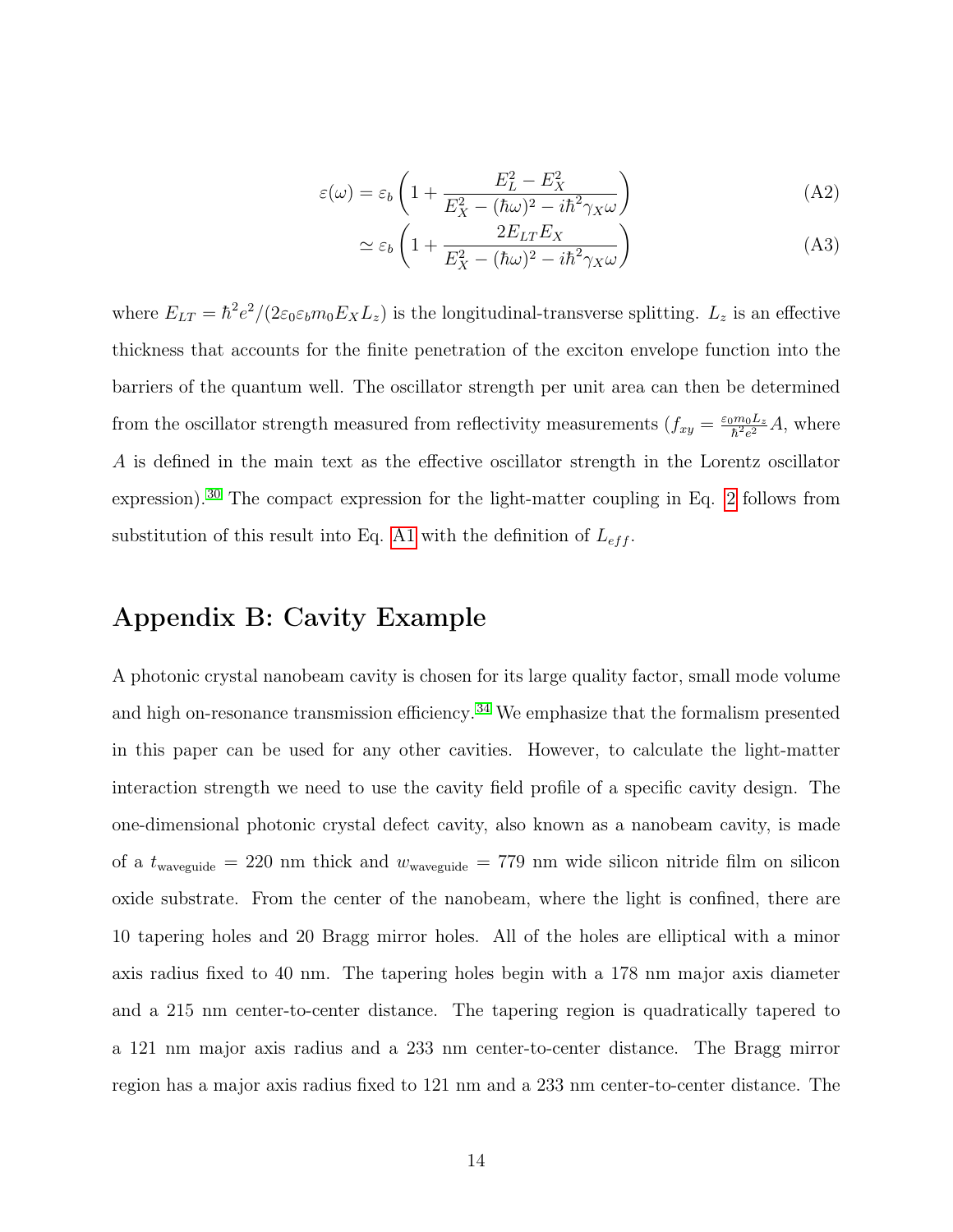$$\varepsilon(\omega) = \varepsilon_b \left(1 + \frac{E_L^2 - E_X^2}{E_X^2 - (\hbar\omega)^2 - i\hbar^2\gamma_X\omega}\right) \tag{A2}$$

$$\simeq \varepsilon_b \left(1 + \frac{2E_{LT}E_X}{E_X^2 - (\hbar\omega)^2 - i\hbar^2\gamma_X\omega}\right) \tag{A3}$$

where $E_{LT} = \hbar^2 e^2/(2\varepsilon_0\varepsilon_b m_0 E_X L_z)$ is the longitudinal-transverse splitting. $L_z$ is an effective thickness that accounts for the finite penetration of the exciton envelope function into the barriers of the quantum well. The oscillator strength per unit area can then be determined from the oscillator strength measured from reflectivity measurements ($f_{xy} = \frac{\varepsilon_0 m_0 L_z}{\hbar^2 e^2} A$, where $A$ is defined in the main text as the effective oscillator strength in the Lorentz oscillator expression).[30] The compact expression for the light-matter coupling in Eq. 2 follows from substitution of this result into Eq. A1 with the definition of $L_{eff}$.

## Appendix B: Cavity Example

A photonic crystal nanobeam cavity is chosen for its large quality factor, small mode volume and high on-resonance transmission efficiency.[34] We emphasize that the formalism presented in this paper can be used for any other cavities. However, to calculate the light-matter interaction strength we need to use the cavity field profile of a specific cavity design. The one-dimensional photonic crystal defect cavity, also known as a nanobeam cavity, is made of a $t_{\text{waveguide}} = 220$ nm thick and $w_{\text{waveguide}} = 779$ nm wide silicon nitride film on silicon oxide substrate. From the center of the nanobeam, where the light is confined, there are 10 tapering holes and 20 Bragg mirror holes. All of the holes are elliptical with a minor axis radius fixed to 40 nm. The tapering holes begin with a 178 nm major axis diameter and a 215 nm center-to-center distance. The tapering region is quadratically tapered to a 121 nm major axis radius and a 233 nm center-to-center distance. The Bragg mirror region has a major axis radius fixed to 121 nm and a 233 nm center-to-center distance. The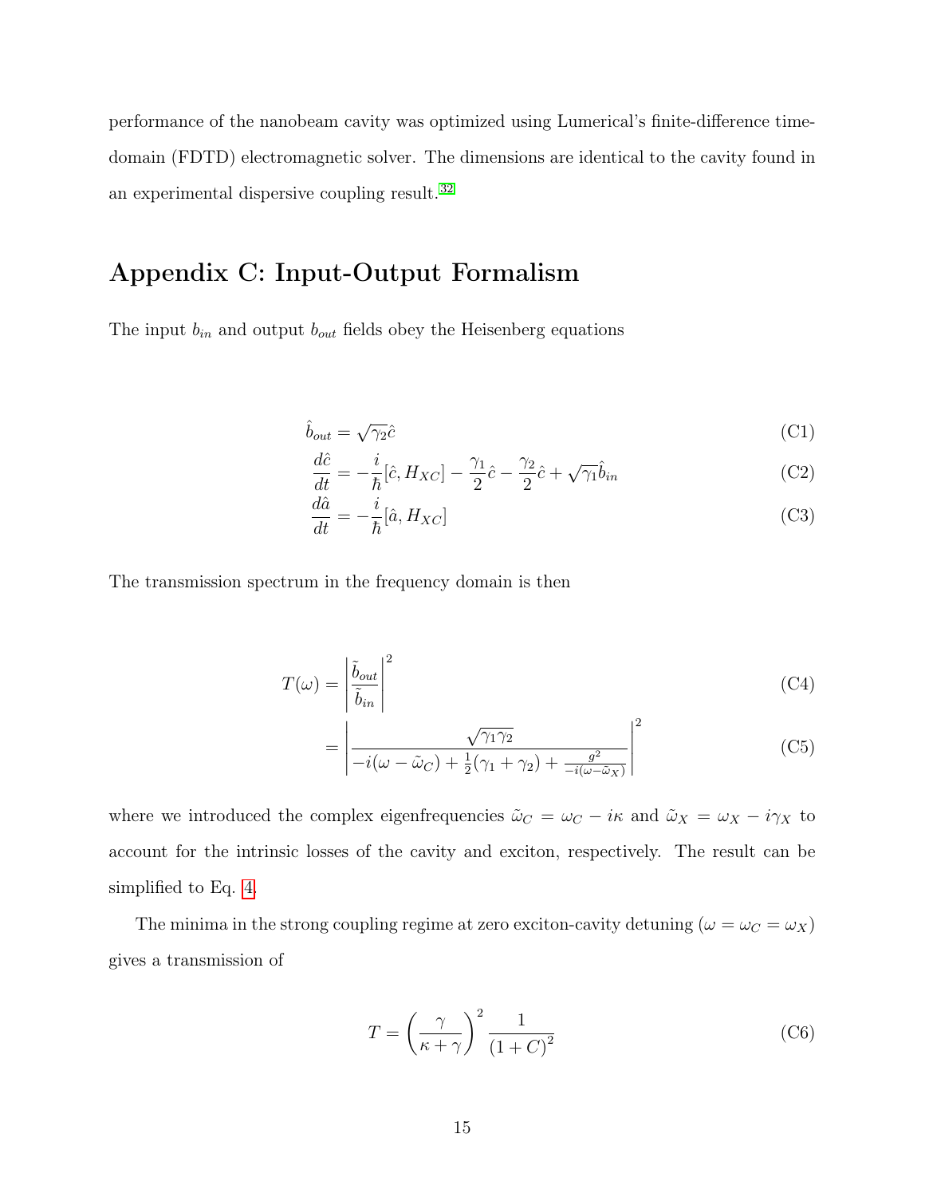performance of the nanobeam cavity was optimized using Lumerical's finite-difference time-domain (FDTD) electromagnetic solver. The dimensions are identical to the cavity found in an experimental dispersive coupling result.[32]

## Appendix C: Input-Output Formalism

The input $b_{in}$ and output $b_{out}$ fields obey the Heisenberg equations

$$\hat{b}_{out} = \sqrt{\gamma_2}\hat{c} \tag{C1}$$

$$\frac{d\hat{c}}{dt} = -\frac{i}{\hbar}[\hat{c}, H_{XC}] - \frac{\gamma_1}{2}\hat{c} - \frac{\gamma_2}{2}\hat{c} + \sqrt{\gamma_1}\hat{b}_{in} \tag{C2}$$

$$\frac{d\hat{a}}{dt} = -\frac{i}{\hbar}[\hat{a}, H_{XC}] \tag{C3}$$

The transmission spectrum in the frequency domain is then

$$T(\omega) = \left|\frac{\tilde{b}_{out}}{\tilde{b}_{in}}\right|^2 \tag{C4}$$

$$= \left|\frac{\sqrt{\gamma_1\gamma_2}}{-i(\omega - \tilde{\omega}_C) + \frac{1}{2}(\gamma_1 + \gamma_2) + \frac{g^2}{-i(\omega - \tilde{\omega}_X)}}\right|^2 \tag{C5}$$

where we introduced the complex eigenfrequencies $\tilde{\omega}_C = \omega_C - i\kappa$ and $\tilde{\omega}_X = \omega_X - i\gamma_X$ to account for the intrinsic losses of the cavity and exciton, respectively. The result can be simplified to Eq. 4.

The minima in the strong coupling regime at zero exciton-cavity detuning ($\omega = \omega_C = \omega_X$) gives a transmission of

$$T = \left(\frac{\gamma}{\kappa + \gamma}\right)^2 \frac{1}{(1 + C)^2} \tag{C6}$$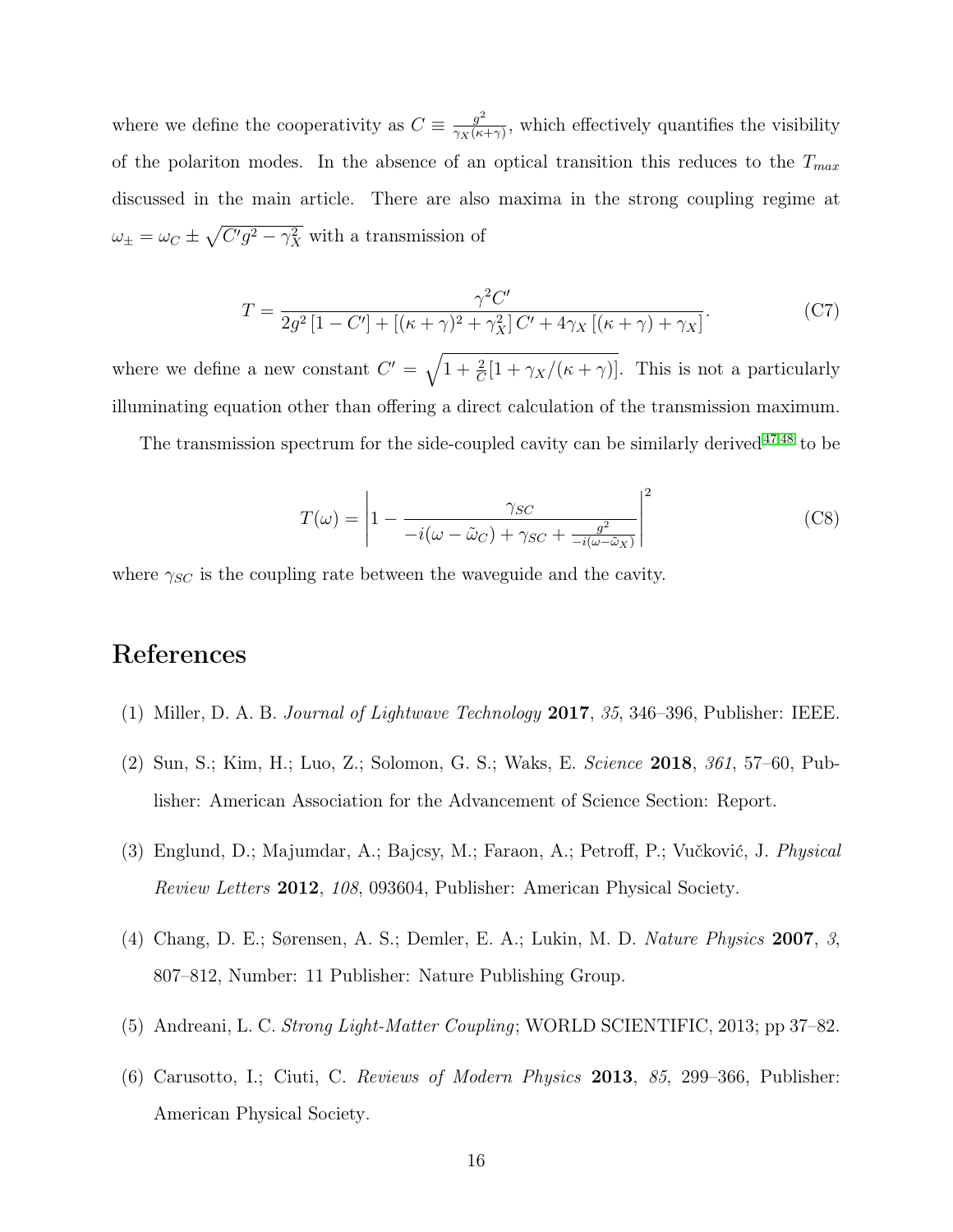where we define the cooperativity as $C \equiv \frac{g^2}{\gamma_X(\kappa+\gamma)}$, which effectively quantifies the visibility of the polariton modes. In the absence of an optical transition this reduces to the $T_{max}$ discussed in the main article. There are also maxima in the strong coupling regime at $\omega_{\pm} = \omega_C \pm \sqrt{C' g^2 - \gamma_X^2}$ with a transmission of

$$T = \frac{\gamma^2 C'}{2g^2\left[1 - C'\right] + \left[(\kappa+\gamma)^2 + \gamma_X^2\right] C' + 4\gamma_X\left[(\kappa+\gamma) + \gamma_X\right]}. \tag{C7}$$

where we define a new constant $C' = \sqrt{1 + \frac{2}{C}[1 + \gamma_X/(\kappa+\gamma)]}$. This is not a particularly illuminating equation other than offering a direct calculation of the transmission maximum.

The transmission spectrum for the side-coupled cavity can be similarly derived[47,48] to be

$$T(\omega) = \left| 1 - \frac{\gamma_{SC}}{-i(\omega - \tilde{\omega}_C) + \gamma_{SC} + \frac{g^2}{-i(\omega - \tilde{\omega}_X)}} \right|^2 \tag{C8}$$

where $\gamma_{SC}$ is the coupling rate between the waveguide and the cavity.

# References

(1) Miller, D. A. B. *Journal of Lightwave Technology* **2017**, *35*, 346–396, Publisher: IEEE.

(2) Sun, S.; Kim, H.; Luo, Z.; Solomon, G. S.; Waks, E. *Science* **2018**, *361*, 57–60, Publisher: American Association for the Advancement of Science Section: Report.

(3) Englund, D.; Majumdar, A.; Bajcsy, M.; Faraon, A.; Petroff, P.; Vučković, J. *Physical Review Letters* **2012**, *108*, 093604, Publisher: American Physical Society.

(4) Chang, D. E.; Sørensen, A. S.; Demler, E. A.; Lukin, M. D. *Nature Physics* **2007**, *3*, 807–812, Number: 11 Publisher: Nature Publishing Group.

(5) Andreani, L. C. *Strong Light-Matter Coupling*; WORLD SCIENTIFIC, 2013; pp 37–82.

(6) Carusotto, I.; Ciuti, C. *Reviews of Modern Physics* **2013**, *85*, 299–366, Publisher: American Physical Society.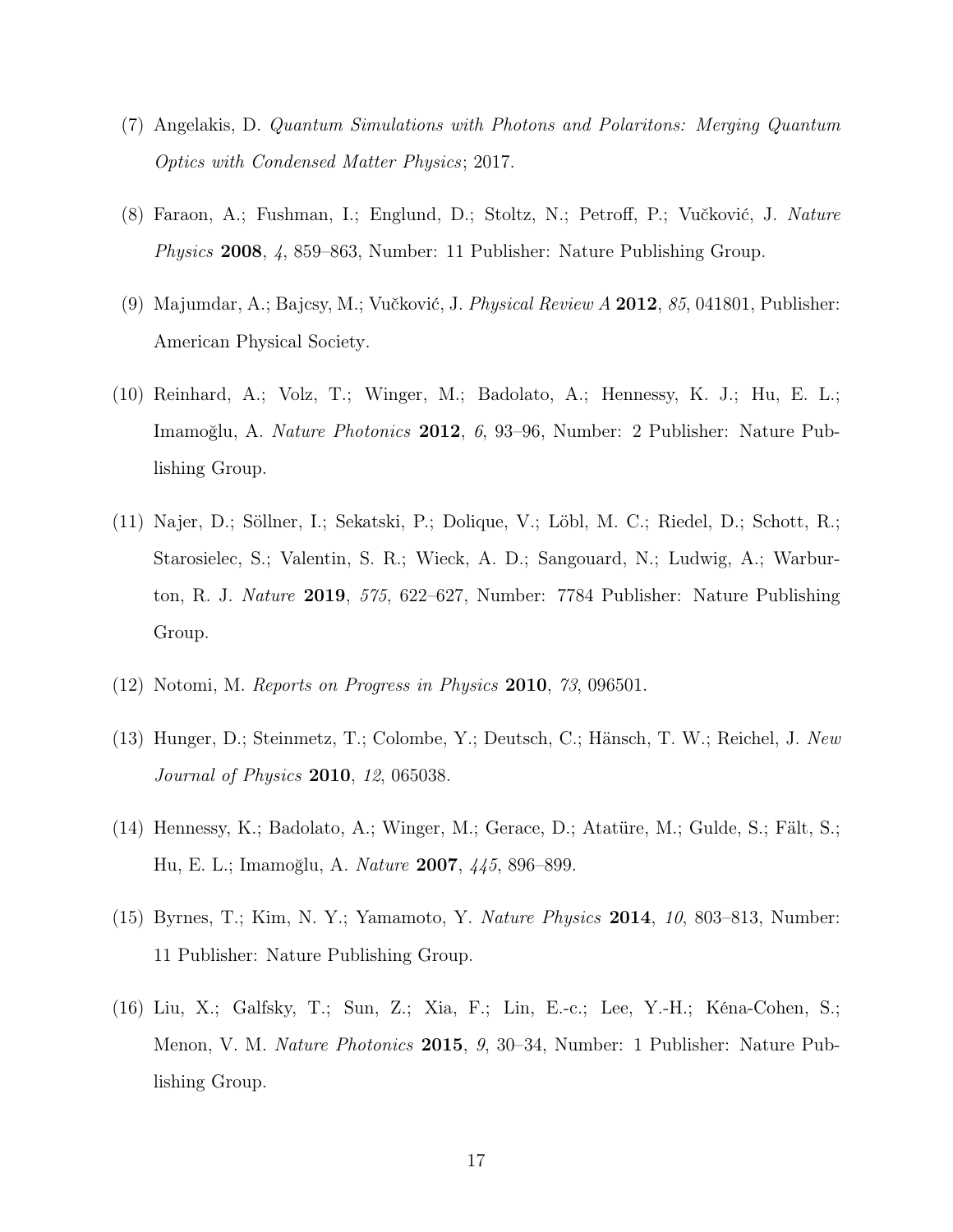(7) Angelakis, D. *Quantum Simulations with Photons and Polaritons: Merging Quantum Optics with Condensed Matter Physics*; 2017.

(8) Faraon, A.; Fushman, I.; Englund, D.; Stoltz, N.; Petroff, P.; Vučković, J. *Nature Physics* **2008**, *4*, 859–863, Number: 11 Publisher: Nature Publishing Group.

(9) Majumdar, A.; Bajcsy, M.; Vučković, J. *Physical Review A* **2012**, *85*, 041801, Publisher: American Physical Society.

(10) Reinhard, A.; Volz, T.; Winger, M.; Badolato, A.; Hennessy, K. J.; Hu, E. L.; Imamoğlu, A. *Nature Photonics* **2012**, *6*, 93–96, Number: 2 Publisher: Nature Publishing Group.

(11) Najer, D.; Söllner, I.; Sekatski, P.; Dolique, V.; Löbl, M. C.; Riedel, D.; Schott, R.; Starosielec, S.; Valentin, S. R.; Wieck, A. D.; Sangouard, N.; Ludwig, A.; Warburton, R. J. *Nature* **2019**, *575*, 622–627, Number: 7784 Publisher: Nature Publishing Group.

(12) Notomi, M. *Reports on Progress in Physics* **2010**, *73*, 096501.

(13) Hunger, D.; Steinmetz, T.; Colombe, Y.; Deutsch, C.; Hänsch, T. W.; Reichel, J. *New Journal of Physics* **2010**, *12*, 065038.

(14) Hennessy, K.; Badolato, A.; Winger, M.; Gerace, D.; Atatüre, M.; Gulde, S.; Fält, S.; Hu, E. L.; Imamoğlu, A. *Nature* **2007**, *445*, 896–899.

(15) Byrnes, T.; Kim, N. Y.; Yamamoto, Y. *Nature Physics* **2014**, *10*, 803–813, Number: 11 Publisher: Nature Publishing Group.

(16) Liu, X.; Galfsky, T.; Sun, Z.; Xia, F.; Lin, E.-c.; Lee, Y.-H.; Kéna-Cohen, S.; Menon, V. M. *Nature Photonics* **2015**, *9*, 30–34, Number: 1 Publisher: Nature Publishing Group.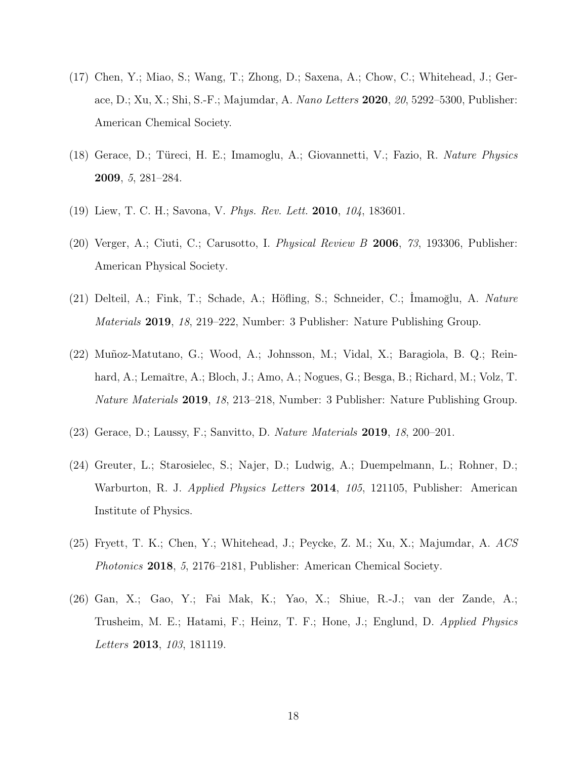(17) Chen, Y.; Miao, S.; Wang, T.; Zhong, D.; Saxena, A.; Chow, C.; Whitehead, J.; Gerace, D.; Xu, X.; Shi, S.-F.; Majumdar, A. *Nano Letters* **2020**, *20*, 5292–5300, Publisher: American Chemical Society.

(18) Gerace, D.; Türeci, H. E.; Imamoglu, A.; Giovannetti, V.; Fazio, R. *Nature Physics* **2009**, *5*, 281–284.

(19) Liew, T. C. H.; Savona, V. *Phys. Rev. Lett.* **2010**, *104*, 183601.

(20) Verger, A.; Ciuti, C.; Carusotto, I. *Physical Review B* **2006**, *73*, 193306, Publisher: American Physical Society.

(21) Delteil, A.; Fink, T.; Schade, A.; Höfling, S.; Schneider, C.; İmamoğlu, A. *Nature Materials* **2019**, *18*, 219–222, Number: 3 Publisher: Nature Publishing Group.

(22) Muñoz-Matutano, G.; Wood, A.; Johnsson, M.; Vidal, X.; Baragiola, B. Q.; Reinhard, A.; Lemaître, A.; Bloch, J.; Amo, A.; Nogues, G.; Besga, B.; Richard, M.; Volz, T. *Nature Materials* **2019**, *18*, 213–218, Number: 3 Publisher: Nature Publishing Group.

(23) Gerace, D.; Laussy, F.; Sanvitto, D. *Nature Materials* **2019**, *18*, 200–201.

(24) Greuter, L.; Starosielec, S.; Najer, D.; Ludwig, A.; Duempelmann, L.; Rohner, D.; Warburton, R. J. *Applied Physics Letters* **2014**, *105*, 121105, Publisher: American Institute of Physics.

(25) Fryett, T. K.; Chen, Y.; Whitehead, J.; Peycke, Z. M.; Xu, X.; Majumdar, A. *ACS Photonics* **2018**, *5*, 2176–2181, Publisher: American Chemical Society.

(26) Gan, X.; Gao, Y.; Fai Mak, K.; Yao, X.; Shiue, R.-J.; van der Zande, A.; Trusheim, M. E.; Hatami, F.; Heinz, T. F.; Hone, J.; Englund, D. *Applied Physics Letters* **2013**, *103*, 181119.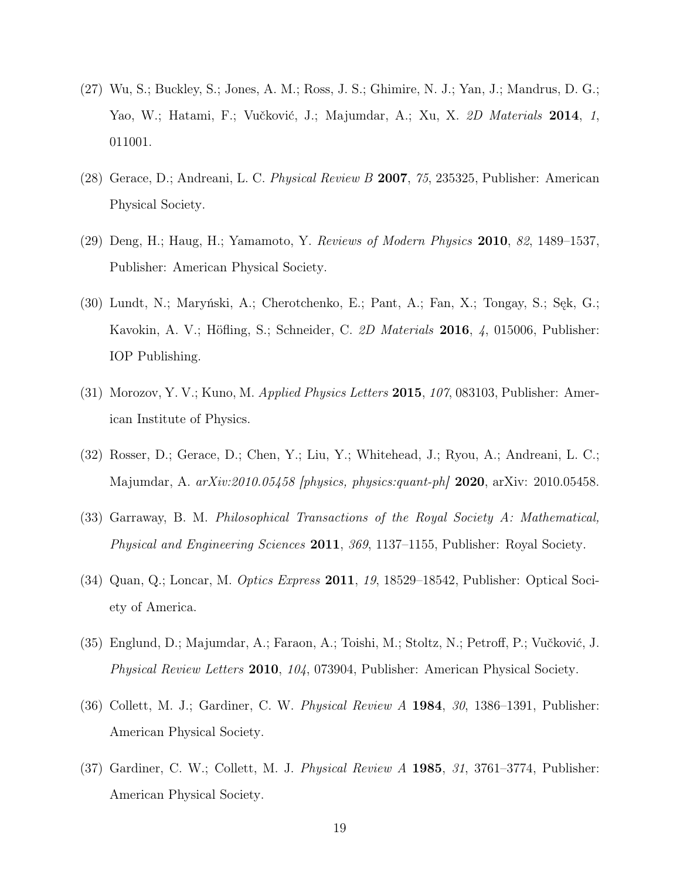(27) Wu, S.; Buckley, S.; Jones, A. M.; Ross, J. S.; Ghimire, N. J.; Yan, J.; Mandrus, D. G.; Yao, W.; Hatami, F.; Vučković, J.; Majumdar, A.; Xu, X. *2D Materials* **2014**, *1*, 011001.

(28) Gerace, D.; Andreani, L. C. *Physical Review B* **2007**, *75*, 235325, Publisher: American Physical Society.

(29) Deng, H.; Haug, H.; Yamamoto, Y. *Reviews of Modern Physics* **2010**, *82*, 1489–1537, Publisher: American Physical Society.

(30) Lundt, N.; Maryński, A.; Cherotchenko, E.; Pant, A.; Fan, X.; Tongay, S.; Sęk, G.; Kavokin, A. V.; Höfling, S.; Schneider, C. *2D Materials* **2016**, *4*, 015006, Publisher: IOP Publishing.

(31) Morozov, Y. V.; Kuno, M. *Applied Physics Letters* **2015**, *107*, 083103, Publisher: American Institute of Physics.

(32) Rosser, D.; Gerace, D.; Chen, Y.; Liu, Y.; Whitehead, J.; Ryou, A.; Andreani, L. C.; Majumdar, A. *arXiv:2010.05458 [physics, physics:quant-ph]* **2020**, arXiv: 2010.05458.

(33) Garraway, B. M. *Philosophical Transactions of the Royal Society A: Mathematical, Physical and Engineering Sciences* **2011**, *369*, 1137–1155, Publisher: Royal Society.

(34) Quan, Q.; Loncar, M. *Optics Express* **2011**, *19*, 18529–18542, Publisher: Optical Society of America.

(35) Englund, D.; Majumdar, A.; Faraon, A.; Toishi, M.; Stoltz, N.; Petroff, P.; Vučković, J. *Physical Review Letters* **2010**, *104*, 073904, Publisher: American Physical Society.

(36) Collett, M. J.; Gardiner, C. W. *Physical Review A* **1984**, *30*, 1386–1391, Publisher: American Physical Society.

(37) Gardiner, C. W.; Collett, M. J. *Physical Review A* **1985**, *31*, 3761–3774, Publisher: American Physical Society.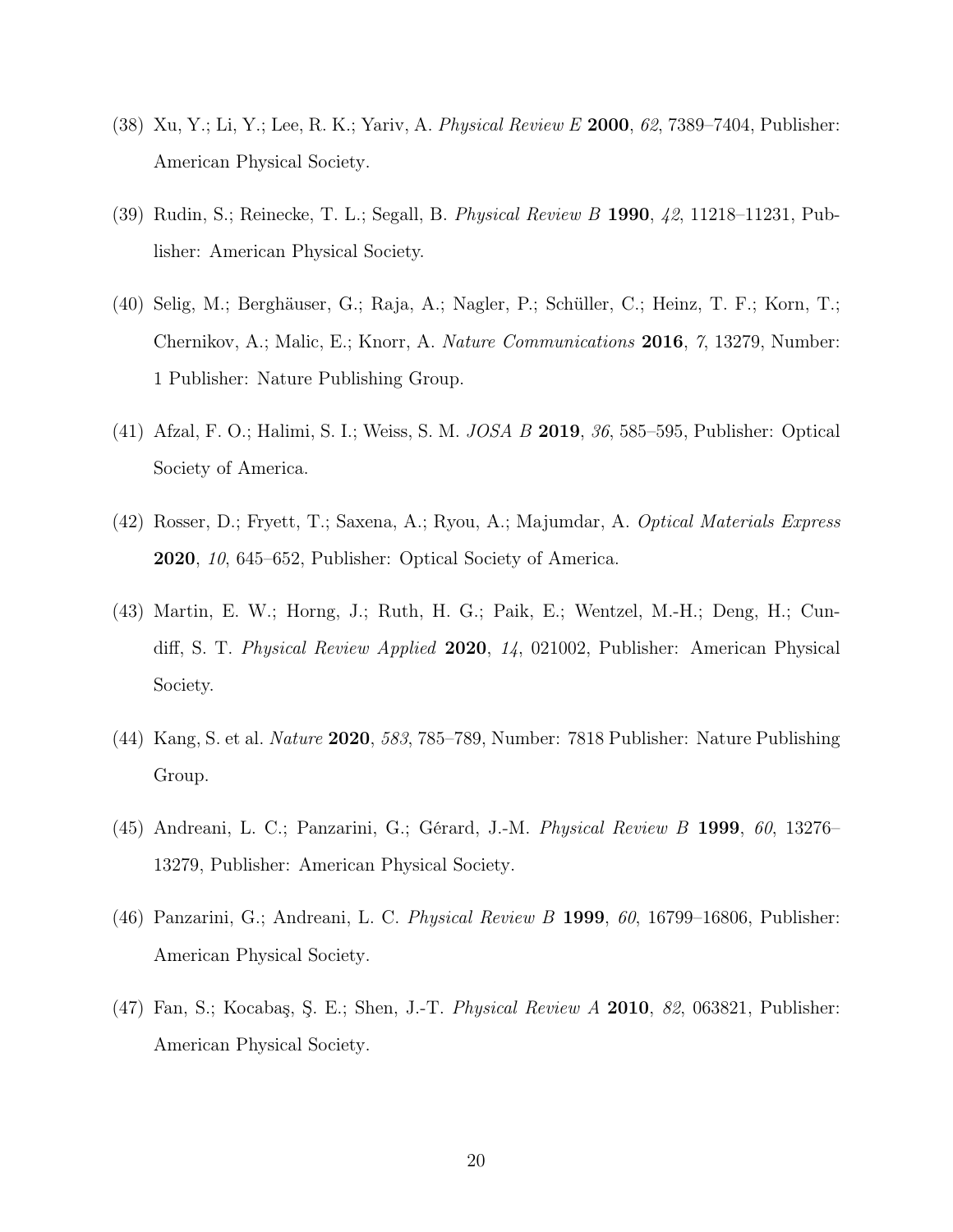(38) Xu, Y.; Li, Y.; Lee, R. K.; Yariv, A. *Physical Review E* **2000**, *62*, 7389–7404, Publisher: American Physical Society.

(39) Rudin, S.; Reinecke, T. L.; Segall, B. *Physical Review B* **1990**, *42*, 11218–11231, Publisher: American Physical Society.

(40) Selig, M.; Berghäuser, G.; Raja, A.; Nagler, P.; Schüller, C.; Heinz, T. F.; Korn, T.; Chernikov, A.; Malic, E.; Knorr, A. *Nature Communications* **2016**, *7*, 13279, Number: 1 Publisher: Nature Publishing Group.

(41) Afzal, F. O.; Halimi, S. I.; Weiss, S. M. *JOSA B* **2019**, *36*, 585–595, Publisher: Optical Society of America.

(42) Rosser, D.; Fryett, T.; Saxena, A.; Ryou, A.; Majumdar, A. *Optical Materials Express* **2020**, *10*, 645–652, Publisher: Optical Society of America.

(43) Martin, E. W.; Horng, J.; Ruth, H. G.; Paik, E.; Wentzel, M.-H.; Deng, H.; Cundiff, S. T. *Physical Review Applied* **2020**, *14*, 021002, Publisher: American Physical Society.

(44) Kang, S. et al. *Nature* **2020**, *583*, 785–789, Number: 7818 Publisher: Nature Publishing Group.

(45) Andreani, L. C.; Panzarini, G.; Gérard, J.-M. *Physical Review B* **1999**, *60*, 13276–13279, Publisher: American Physical Society.

(46) Panzarini, G.; Andreani, L. C. *Physical Review B* **1999**, *60*, 16799–16806, Publisher: American Physical Society.

(47) Fan, S.; Kocabaş, Ş. E.; Shen, J.-T. *Physical Review A* **2010**, *82*, 063821, Publisher: American Physical Society.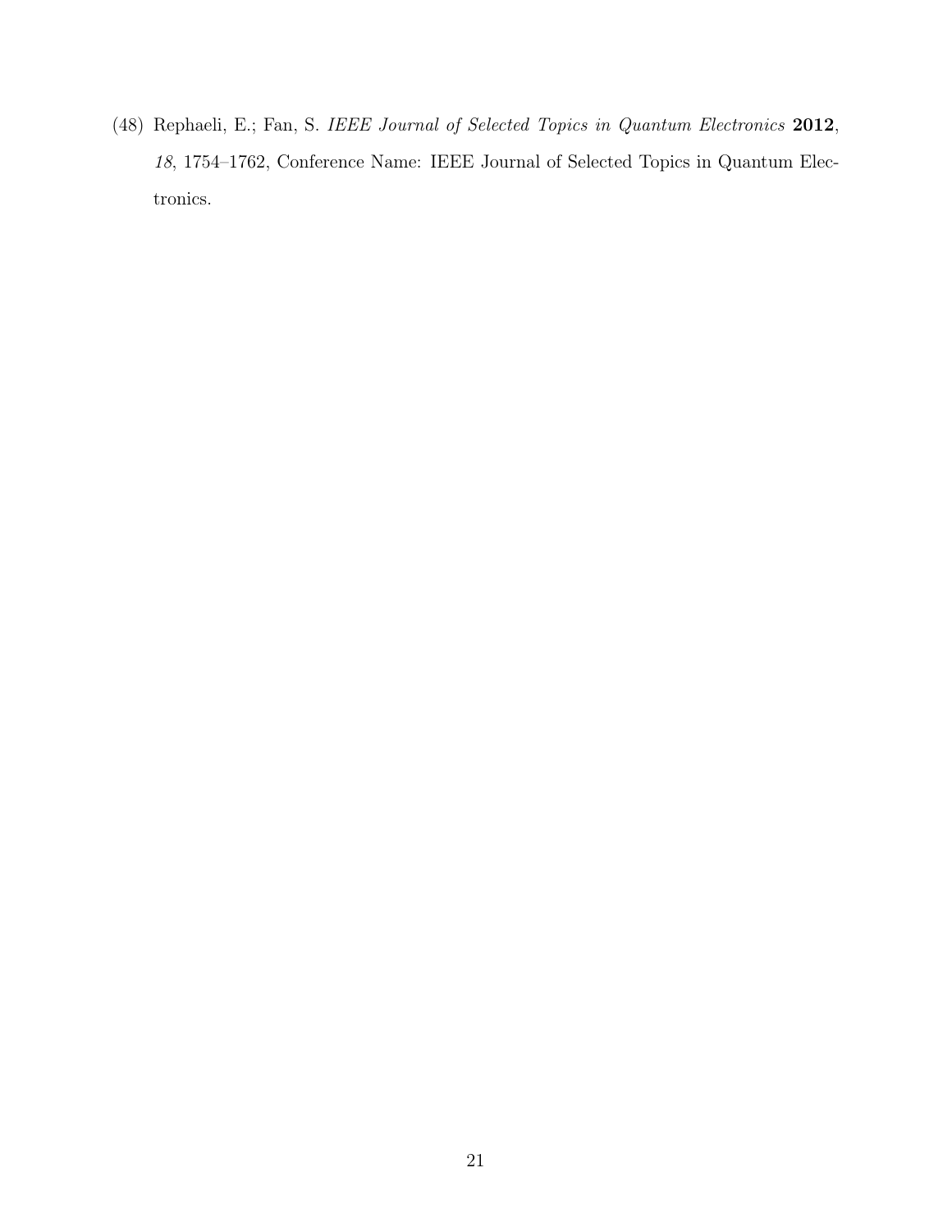(48) Rephaeli, E.; Fan, S. *IEEE Journal of Selected Topics in Quantum Electronics* **2012**, *18*, 1754–1762, Conference Name: IEEE Journal of Selected Topics in Quantum Electronics.